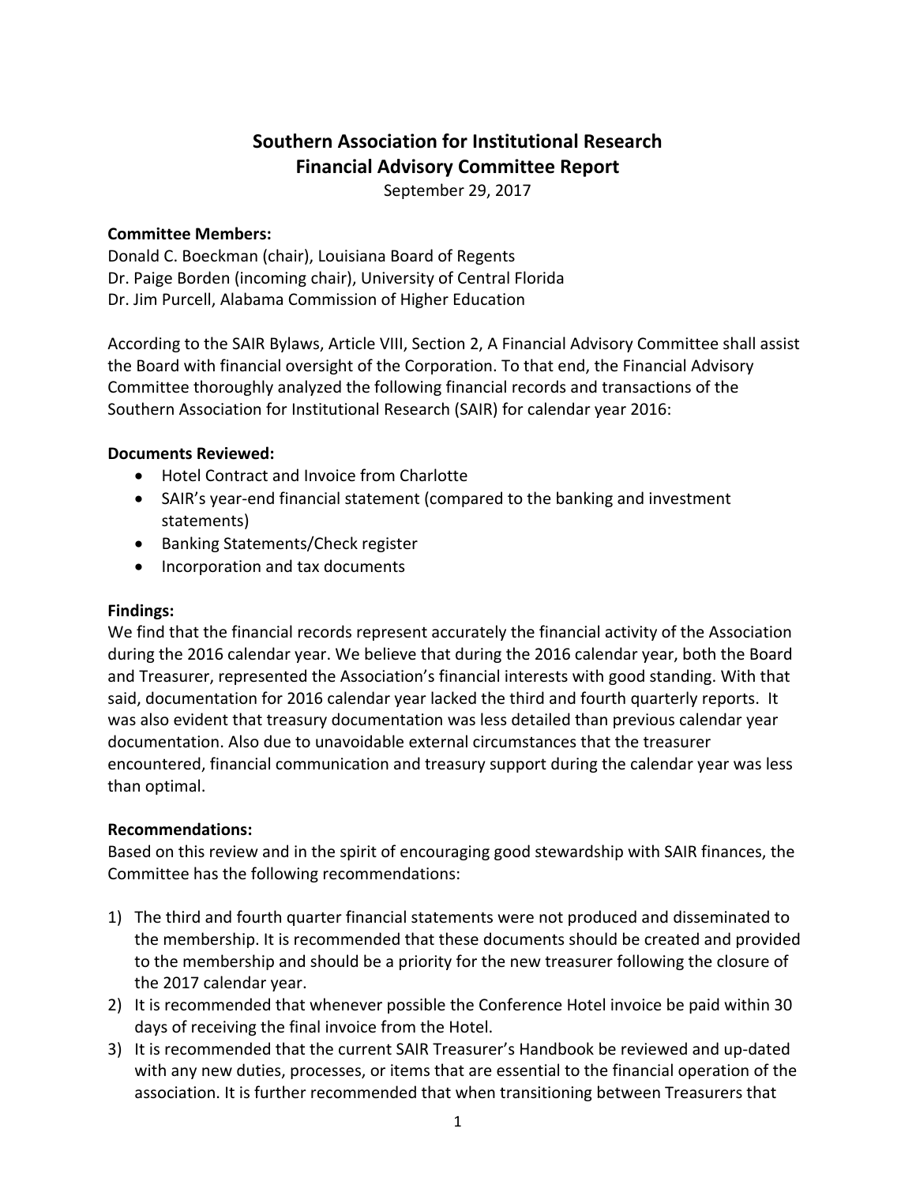# Southern Association for Institutional Research
# Financial Advisory Committee Report

September 29, 2017

**Committee Members:**
Donald C. Boeckman (chair), Louisiana Board of Regents
Dr. Paige Borden (incoming chair), University of Central Florida
Dr. Jim Purcell, Alabama Commission of Higher Education

According to the SAIR Bylaws, Article VIII, Section 2, A Financial Advisory Committee shall assist the Board with financial oversight of the Corporation. To that end, the Financial Advisory Committee thoroughly analyzed the following financial records and transactions of the Southern Association for Institutional Research (SAIR) for calendar year 2016:

**Documents Reviewed:**

- Hotel Contract and Invoice from Charlotte
- SAIR's year-end financial statement (compared to the banking and investment statements)
- Banking Statements/Check register
- Incorporation and tax documents

**Findings:**
We find that the financial records represent accurately the financial activity of the Association during the 2016 calendar year. We believe that during the 2016 calendar year, both the Board and Treasurer, represented the Association's financial interests with good standing. With that said, documentation for 2016 calendar year lacked the third and fourth quarterly reports. It was also evident that treasury documentation was less detailed than previous calendar year documentation. Also due to unavoidable external circumstances that the treasurer encountered, financial communication and treasury support during the calendar year was less than optimal.

**Recommendations:**
Based on this review and in the spirit of encouraging good stewardship with SAIR finances, the Committee has the following recommendations:

1) The third and fourth quarter financial statements were not produced and disseminated to the membership. It is recommended that these documents should be created and provided to the membership and should be a priority for the new treasurer following the closure of the 2017 calendar year.
2) It is recommended that whenever possible the Conference Hotel invoice be paid within 30 days of receiving the final invoice from the Hotel.
3) It is recommended that the current SAIR Treasurer's Handbook be reviewed and up-dated with any new duties, processes, or items that are essential to the financial operation of the association. It is further recommended that when transitioning between Treasurers that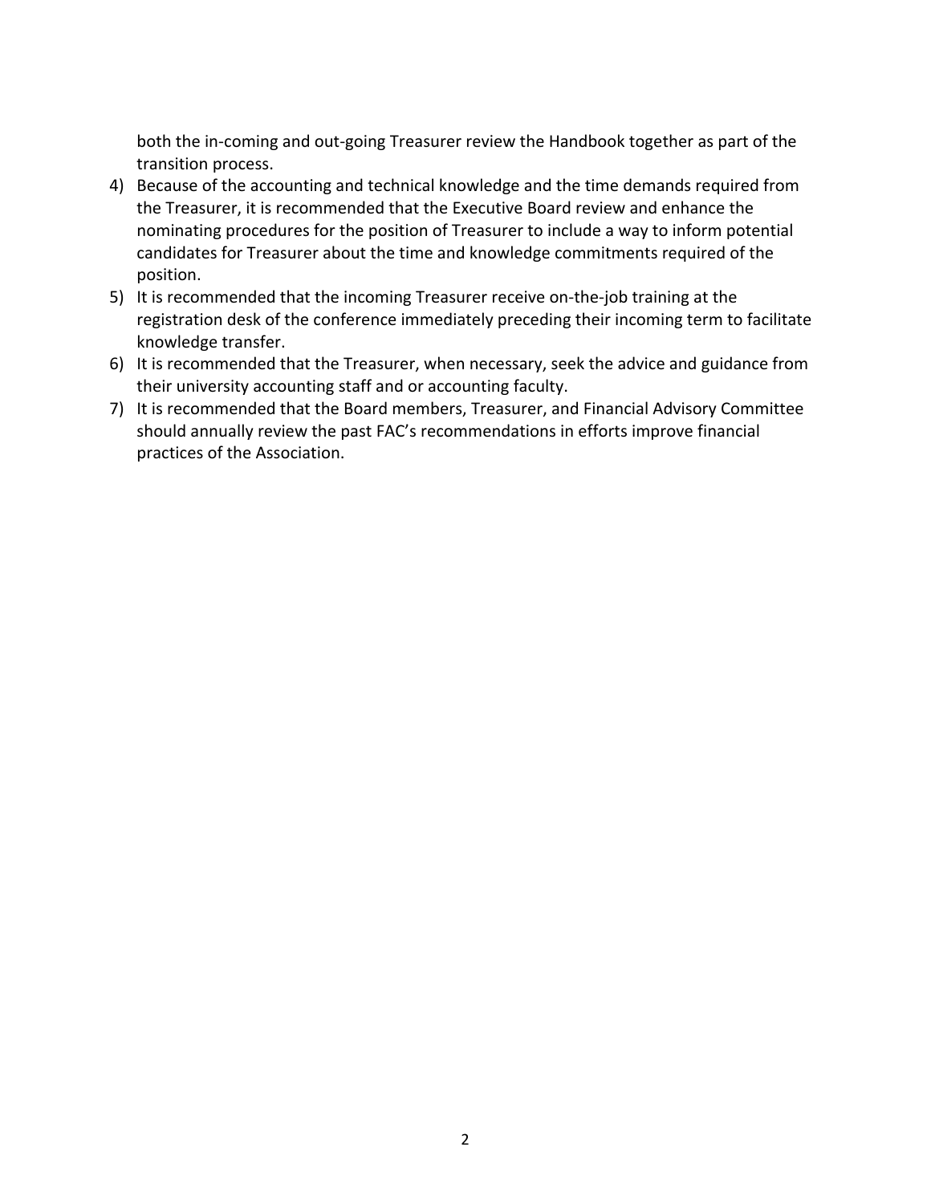both the in-coming and out-going Treasurer review the Handbook together as part of the transition process.

4) Because of the accounting and technical knowledge and the time demands required from the Treasurer, it is recommended that the Executive Board review and enhance the nominating procedures for the position of Treasurer to include a way to inform potential candidates for Treasurer about the time and knowledge commitments required of the position.
5) It is recommended that the incoming Treasurer receive on-the-job training at the registration desk of the conference immediately preceding their incoming term to facilitate knowledge transfer.
6) It is recommended that the Treasurer, when necessary, seek the advice and guidance from their university accounting staff and or accounting faculty.
7) It is recommended that the Board members, Treasurer, and Financial Advisory Committee should annually review the past FAC's recommendations in efforts improve financial practices of the Association.